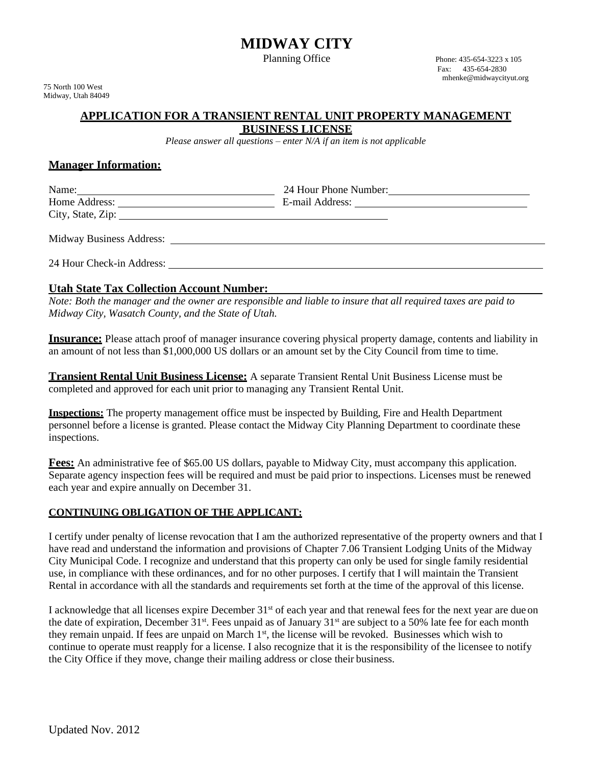# MIDWAY CITY

Planning Office

Phone: 435-654-3223 x 105
Fax: 435-654-2830
mhenke@midwaycityut.org

75 North 100 West
Midway, Utah 84049

## APPLICATION FOR A TRANSIENT RENTAL UNIT PROPERTY MANAGEMENT BUSINESS LICENSE

*Please answer all questions – enter N/A if an item is not applicable*

### Manager Information:

Name: ______________________ 24 Hour Phone Number: ______________________

Home Address: ______________________ E-mail Address: ______________________

City, State, Zip: ______________________

Midway Business Address: ______________________

24 Hour Check-in Address: ______________________

### Utah State Tax Collection Account Number: ______________________

*Note: Both the manager and the owner are responsible and liable to insure that all required taxes are paid to Midway City, Wasatch County, and the State of Utah.*

**Insurance:** Please attach proof of manager insurance covering physical property damage, contents and liability in an amount of not less than $1,000,000 US dollars or an amount set by the City Council from time to time.

**Transient Rental Unit Business License:** A separate Transient Rental Unit Business License must be completed and approved for each unit prior to managing any Transient Rental Unit.

**Inspections:** The property management office must be inspected by Building, Fire and Health Department personnel before a license is granted. Please contact the Midway City Planning Department to coordinate these inspections.

**Fees:** An administrative fee of $65.00 US dollars, payable to Midway City, must accompany this application. Separate agency inspection fees will be required and must be paid prior to inspections. Licenses must be renewed each year and expire annually on December 31.

**CONTINUING OBLIGATION OF THE APPLICANT:**

I certify under penalty of license revocation that I am the authorized representative of the property owners and that I have read and understand the information and provisions of Chapter 7.06 Transient Lodging Units of the Midway City Municipal Code. I recognize and understand that this property can only be used for single family residential use, in compliance with these ordinances, and for no other purposes. I certify that I will maintain the Transient Rental in accordance with all the standards and requirements set forth at the time of the approval of this license.

I acknowledge that all licenses expire December 31st of each year and that renewal fees for the next year are due on the date of expiration, December 31st. Fees unpaid as of January 31st are subject to a 50% late fee for each month they remain unpaid. If fees are unpaid on March 1st, the license will be revoked. Businesses which wish to continue to operate must reapply for a license. I also recognize that it is the responsibility of the licensee to notify the City Office if they move, change their mailing address or close their business.

Updated Nov. 2012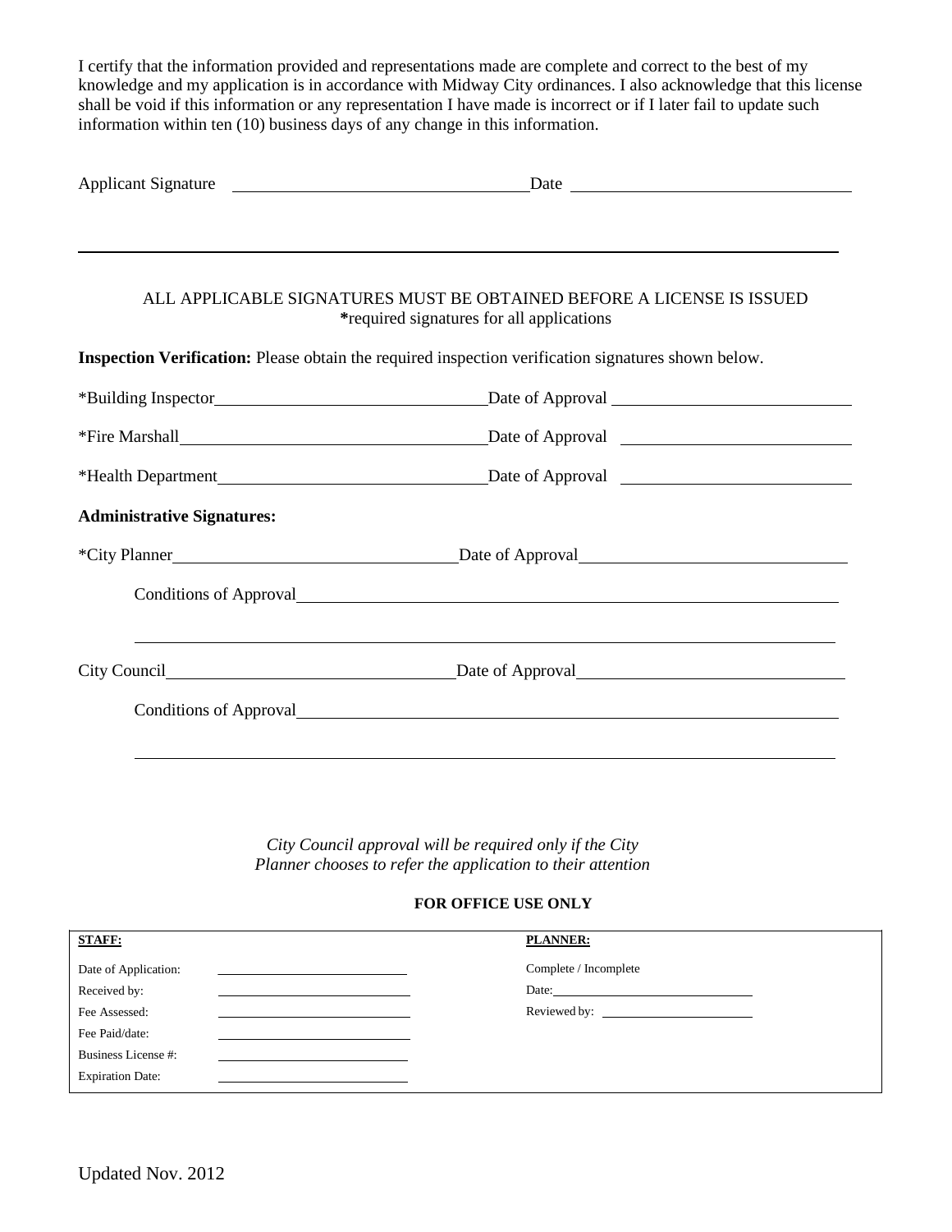I certify that the information provided and representations made are complete and correct to the best of my knowledge and my application is in accordance with Midway City ordinances. I also acknowledge that this license shall be void if this information or any representation I have made is incorrect or if I later fail to update such information within ten (10) business days of any change in this information.

Applicant Signature ______________________ Date ______________________

---

ALL APPLICABLE SIGNATURES MUST BE OBTAINED BEFORE A LICENSE IS ISSUED
**\***required signatures for all applications

**Inspection Verification:** Please obtain the required inspection verification signatures shown below.

*Building Inspector______________________ Date of Approval ______________________

*Fire Marshall______________________ Date of Approval ______________________

*Health Department______________________ Date of Approval ______________________

**Administrative Signatures:**

*City Planner______________________ Date of Approval______________________

Conditions of Approval______________________________________________

_____________________________________________________________

City Council______________________ Date of Approval______________________

Conditions of Approval______________________________________________

_____________________________________________________________

*City Council approval will be required only if the City Planner chooses to refer the application to their attention*

**FOR OFFICE USE ONLY**

| | | | |
|---|---|---|---|
| **STAFF:** | | **PLANNER:** | |
| Date of Application: | ______________ | Complete / Incomplete | |
| Received by: | ______________ | Date: | ______________ |
| Fee Assessed: | ______________ | Reviewed by: | ______________ |
| Fee Paid/date: | ______________ | | |
| Business License #: | ______________ | | |
| Expiration Date: | ______________ | | |

Updated Nov. 2012